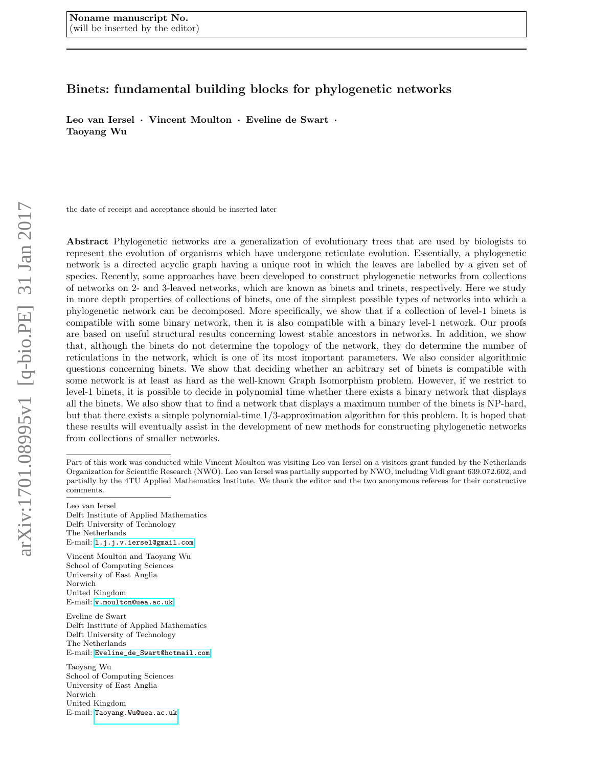Noname manuscript No.
(will be inserted by the editor)

# Binets: fundamental building blocks for phylogenetic networks

**Leo van Iersel · Vincent Moulton · Eveline de Swart · Taoyang Wu**

the date of receipt and acceptance should be inserted later

**Abstract** Phylogenetic networks are a generalization of evolutionary trees that are used by biologists to represent the evolution of organisms which have undergone reticulate evolution. Essentially, a phylogenetic network is a directed acyclic graph having a unique root in which the leaves are labelled by a given set of species. Recently, some approaches have been developed to construct phylogenetic networks from collections of networks on 2- and 3-leaved networks, which are known as binets and trinets, respectively. Here we study in more depth properties of collections of binets, one of the simplest possible types of networks into which a phylogenetic network can be decomposed. More specifically, we show that if a collection of level-1 binets is compatible with some binary network, then it is also compatible with a binary level-1 network. Our proofs are based on useful structural results concerning lowest stable ancestors in networks. In addition, we show that, although the binets do not determine the topology of the network, they do determine the number of reticulations in the network, which is one of its most important parameters. We also consider algorithmic questions concerning binets. We show that deciding whether an arbitrary set of binets is compatible with some network is at least as hard as the well-known Graph Isomorphism problem. However, if we restrict to level-1 binets, it is possible to decide in polynomial time whether there exists a binary network that displays all the binets. We also show that to find a network that displays a maximum number of the binets is NP-hard, but that there exists a simple polynomial-time 1/3-approximation algorithm for this problem. It is hoped that these results will eventually assist in the development of new methods for constructing phylogenetic networks from collections of smaller networks.

---

Part of this work was conducted while Vincent Moulton was visiting Leo van Iersel on a visitors grant funded by the Netherlands Organization for Scientific Research (NWO). Leo van Iersel was partially supported by NWO, including Vidi grant 639.072.602, and partially by the 4TU Applied Mathematics Institute. We thank the editor and the two anonymous referees for their constructive comments.

---

Leo van Iersel
Delft Institute of Applied Mathematics
Delft University of Technology
The Netherlands
E-mail: l.j.j.v.iersel@gmail.com

Vincent Moulton and Taoyang Wu
School of Computing Sciences
University of East Anglia
Norwich
United Kingdom
E-mail: v.moulton@uea.ac.uk

Eveline de Swart
Delft Institute of Applied Mathematics
Delft University of Technology
The Netherlands
E-mail: Eveline_de_Swart@hotmail.com

Taoyang Wu
School of Computing Sciences
University of East Anglia
Norwich
United Kingdom
E-mail: Taoyang.Wu@uea.ac.uk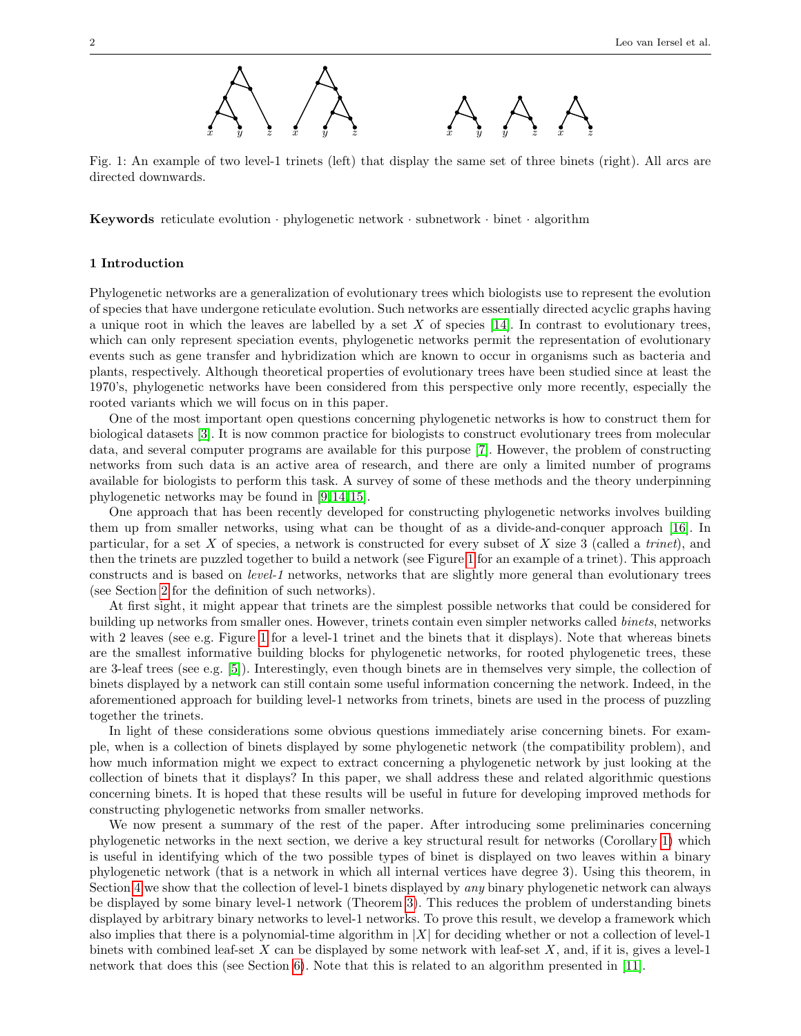Fig. 1: An example of two level-1 trinets (left) that display the same set of three binets (right). All arcs are directed downwards.

**Keywords** reticulate evolution · phylogenetic network · subnetwork · binet · algorithm

## 1 Introduction

Phylogenetic networks are a generalization of evolutionary trees which biologists use to represent the evolution of species that have undergone reticulate evolution. Such networks are essentially directed acyclic graphs having a unique root in which the leaves are labelled by a set $X$ of species [14]. In contrast to evolutionary trees, which can only represent speciation events, phylogenetic networks permit the representation of evolutionary events such as gene transfer and hybridization which are known to occur in organisms such as bacteria and plants, respectively. Although theoretical properties of evolutionary trees have been studied since at least the 1970's, phylogenetic networks have been considered from this perspective only more recently, especially the rooted variants which we will focus on in this paper.

One of the most important open questions concerning phylogenetic networks is how to construct them for biological datasets [3]. It is now common practice for biologists to construct evolutionary trees from molecular data, and several computer programs are available for this purpose [7]. However, the problem of constructing networks from such data is an active area of research, and there are only a limited number of programs available for biologists to perform this task. A survey of some of these methods and the theory underpinning phylogenetic networks may be found in [9,14,15].

One approach that has been recently developed for constructing phylogenetic networks involves building them up from smaller networks, using what can be thought of as a divide-and-conquer approach [16]. In particular, for a set $X$ of species, a network is constructed for every subset of $X$ size 3 (called a *trinet*), and then the trinets are puzzled together to build a network (see Figure 1 for an example of a trinet). This approach constructs and is based on *level-1* networks, networks that are slightly more general than evolutionary trees (see Section 2 for the definition of such networks).

At first sight, it might appear that trinets are the simplest possible networks that could be considered for building up networks from smaller ones. However, trinets contain even simpler networks called *binets*, networks with 2 leaves (see e.g. Figure 1 for a level-1 trinet and the binets that it displays). Note that whereas binets are the smallest informative building blocks for phylogenetic networks, for rooted phylogenetic trees, these are 3-leaf trees (see e.g. [5]). Interestingly, even though binets are in themselves very simple, the collection of binets displayed by a network can still contain some useful information concerning the network. Indeed, in the aforementioned approach for building level-1 networks from trinets, binets are used in the process of puzzling together the trinets.

In light of these considerations some obvious questions immediately arise concerning binets. For example, when is a collection of binets displayed by some phylogenetic network (the compatibility problem), and how much information might we expect to extract concerning a phylogenetic network by just looking at the collection of binets that it displays? In this paper, we shall address these and related algorithmic questions concerning binets. It is hoped that these results will be useful in future for developing improved methods for constructing phylogenetic networks from smaller networks.

We now present a summary of the rest of the paper. After introducing some preliminaries concerning phylogenetic networks in the next section, we derive a key structural result for networks (Corollary 1) which is useful in identifying which of the two possible types of binet is displayed on two leaves within a binary phylogenetic network (that is a network in which all internal vertices have degree 3). Using this theorem, in Section 4 we show that the collection of level-1 binets displayed by *any* binary phylogenetic network can always be displayed by some binary level-1 network (Theorem 3). This reduces the problem of understanding binets displayed by arbitrary binary networks to level-1 networks. To prove this result, we develop a framework which also implies that there is a polynomial-time algorithm in $|X|$ for deciding whether or not a collection of level-1 binets with combined leaf-set $X$ can be displayed by some network with leaf-set $X$, and, if it is, gives a level-1 network that does this (see Section 6). Note that this is related to an algorithm presented in [11].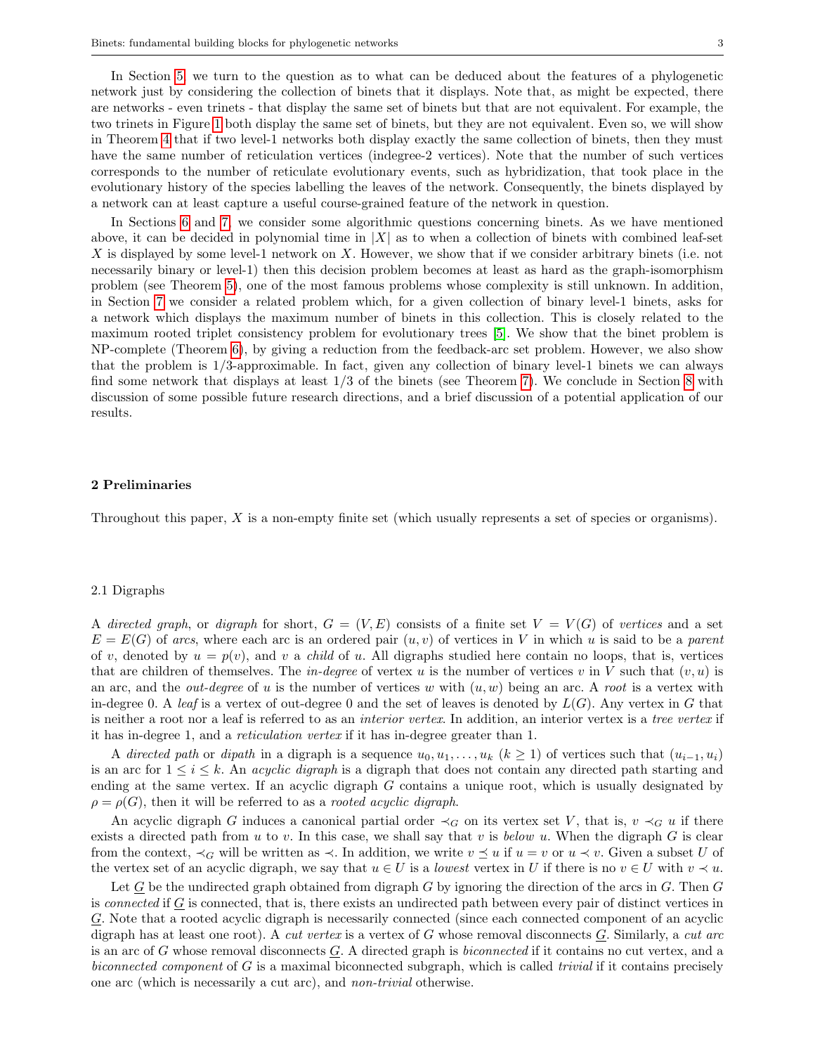In Section 5, we turn to the question as to what can be deduced about the features of a phylogenetic network just by considering the collection of binets that it displays. Note that, as might be expected, there are networks - even trinets - that display the same set of binets but that are not equivalent. For example, the two trinets in Figure 1 both display the same set of binets, but they are not equivalent. Even so, we will show in Theorem 4 that if two level-1 networks both display exactly the same collection of binets, then they must have the same number of reticulation vertices (indegree-2 vertices). Note that the number of such vertices corresponds to the number of reticulate evolutionary events, such as hybridization, that took place in the evolutionary history of the species labelling the leaves of the network. Consequently, the binets displayed by a network can at least capture a useful course-grained feature of the network in question.

In Sections 6 and 7, we consider some algorithmic questions concerning binets. As we have mentioned above, it can be decided in polynomial time in $|X|$ as to when a collection of binets with combined leaf-set $X$ is displayed by some level-1 network on $X$. However, we show that if we consider arbitrary binets (i.e. not necessarily binary or level-1) then this decision problem becomes at least as hard as the graph-isomorphism problem (see Theorem 5), one of the most famous problems whose complexity is still unknown. In addition, in Section 7 we consider a related problem which, for a given collection of binary level-1 binets, asks for a network which displays the maximum number of binets in this collection. This is closely related to the maximum rooted triplet consistency problem for evolutionary trees [5]. We show that the binet problem is NP-complete (Theorem 6), by giving a reduction from the feedback-arc set problem. However, we also show that the problem is 1/3-approximable. In fact, given any collection of binary level-1 binets we can always find some network that displays at least 1/3 of the binets (see Theorem 7). We conclude in Section 8 with discussion of some possible future research directions, and a brief discussion of a potential application of our results.

## 2 Preliminaries

Throughout this paper, $X$ is a non-empty finite set (which usually represents a set of species or organisms).

### 2.1 Digraphs

A *directed graph*, or *digraph* for short, $G = (V, E)$ consists of a finite set $V = V(G)$ of *vertices* and a set $E = E(G)$ of *arcs*, where each arc is an ordered pair $(u, v)$ of vertices in $V$ in which $u$ is said to be a *parent* of $v$, denoted by $u = p(v)$, and $v$ a *child* of $u$. All digraphs studied here contain no loops, that is, vertices that are children of themselves. The *in-degree* of vertex $u$ is the number of vertices $v$ in $V$ such that $(v, u)$ is an arc, and the *out-degree* of $u$ is the number of vertices $w$ with $(u, w)$ being an arc. A *root* is a vertex with in-degree 0. A *leaf* is a vertex of out-degree 0 and the set of leaves is denoted by $L(G)$. Any vertex in $G$ that is neither a root nor a leaf is referred to as an *interior vertex*. In addition, an interior vertex is a *tree vertex* if it has in-degree 1, and a *reticulation vertex* if it has in-degree greater than 1.

A *directed path* or *dipath* in a digraph is a sequence $u_0, u_1, \dots, u_k$ $(k \geq 1)$ of vertices such that $(u_{i-1}, u_i)$ is an arc for $1 \leq i \leq k$. An *acyclic digraph* is a digraph that does not contain any directed path starting and ending at the same vertex. If an acyclic digraph $G$ contains a unique root, which is usually designated by $\rho = \rho(G)$, then it will be referred to as a *rooted acyclic digraph*.

An acyclic digraph $G$ induces a canonical partial order $\prec_G$ on its vertex set $V$, that is, $v \prec_G u$ if there exists a directed path from $u$ to $v$. In this case, we shall say that $v$ is *below* $u$. When the digraph $G$ is clear from the context, $\prec_G$ will be written as $\prec$. In addition, we write $v \preceq u$ if $u = v$ or $u \prec v$. Given a subset $U$ of the vertex set of an acyclic digraph, we say that $u \in U$ is a *lowest* vertex in $U$ if there is no $v \in U$ with $v \prec u$.

Let $\underline{G}$ be the undirected graph obtained from digraph $G$ by ignoring the direction of the arcs in $G$. Then $G$ is *connected* if $\underline{G}$ is connected, that is, there exists an undirected path between every pair of distinct vertices in $\underline{G}$. Note that a rooted acyclic digraph is necessarily connected (since each connected component of an acyclic digraph has at least one root). A *cut vertex* is a vertex of $G$ whose removal disconnects $\underline{G}$. Similarly, a *cut arc* is an arc of $G$ whose removal disconnects $\underline{G}$. A directed graph is *biconnected* if it contains no cut vertex, and a *biconnected component* of $G$ is a maximal biconnected subgraph, which is called *trivial* if it contains precisely one arc (which is necessarily a cut arc), and *non-trivial* otherwise.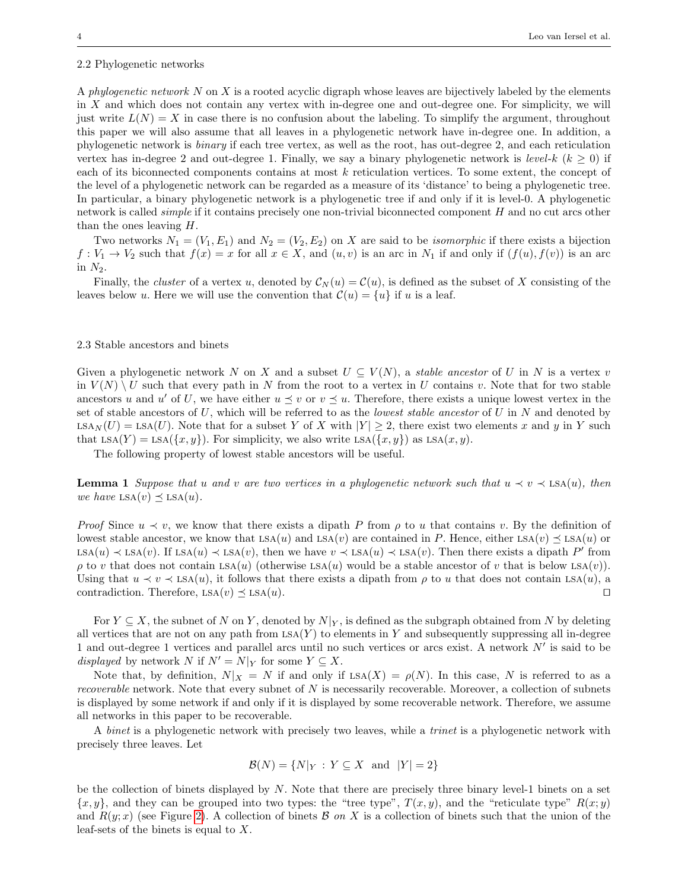### 2.2 Phylogenetic networks

A *phylogenetic network* $N$ on $X$ is a rooted acyclic digraph whose leaves are bijectively labeled by the elements in $X$ and which does not contain any vertex with in-degree one and out-degree one. For simplicity, we will just write $L(N) = X$ in case there is no confusion about the labeling. To simplify the argument, throughout this paper we will also assume that all leaves in a phylogenetic network have in-degree one. In addition, a phylogenetic network is *binary* if each tree vertex, as well as the root, has out-degree 2, and each reticulation vertex has in-degree 2 and out-degree 1. Finally, we say a binary phylogenetic network is *level-k* ($k \geq 0$) if each of its biconnected components contains at most $k$ reticulation vertices. To some extent, the concept of the level of a phylogenetic network can be regarded as a measure of its 'distance' to being a phylogenetic tree. In particular, a binary phylogenetic network is a phylogenetic tree if and only if it is level-0. A phylogenetic network is called *simple* if it contains precisely one non-trivial biconnected component $H$ and no cut arcs other than the ones leaving $H$.

Two networks $N_1 = (V_1, E_1)$ and $N_2 = (V_2, E_2)$ on $X$ are said to be *isomorphic* if there exists a bijection $f : V_1 \to V_2$ such that $f(x) = x$ for all $x \in X$, and $(u, v)$ is an arc in $N_1$ if and only if $(f(u), f(v))$ is an arc in $N_2$.

Finally, the *cluster* of a vertex $u$, denoted by $\mathcal{C}_N(u) = \mathcal{C}(u)$, is defined as the subset of $X$ consisting of the leaves below $u$. Here we will use the convention that $\mathcal{C}(u) = \{u\}$ if $u$ is a leaf.

### 2.3 Stable ancestors and binets

Given a phylogenetic network $N$ on $X$ and a subset $U \subseteq V(N)$, a *stable ancestor* of $U$ in $N$ is a vertex $v$ in $V(N) \setminus U$ such that every path in $N$ from the root to a vertex in $U$ contains $v$. Note that for two stable ancestors $u$ and $u'$ of $U$, we have either $u \preceq v$ or $v \preceq u$. Therefore, there exists a unique lowest vertex in the set of stable ancestors of $U$, which will be referred to as the *lowest stable ancestor* of $U$ in $N$ and denoted by $\text{LSA}_N(U) = \text{LSA}(U)$. Note that for a subset $Y$ of $X$ with $|Y| \geq 2$, there exist two elements $x$ and $y$ in $Y$ such that $\text{LSA}(Y) = \text{LSA}(\{x, y\})$. For simplicity, we also write $\text{LSA}(\{x, y\})$ as $\text{LSA}(x, y)$.

The following property of lowest stable ancestors will be useful.

**Lemma 1** *Suppose that $u$ and $v$ are two vertices in a phylogenetic network such that $u \prec v \prec \text{LSA}(u)$, then we have $\text{LSA}(v) \preceq \text{LSA}(u)$.*

*Proof* Since $u \prec v$, we know that there exists a dipath $P$ from $\rho$ to $u$ that contains $v$. By the definition of lowest stable ancestor, we know that $\text{LSA}(u)$ and $\text{LSA}(v)$ are contained in $P$. Hence, either $\text{LSA}(v) \preceq \text{LSA}(u)$ or $\text{LSA}(u) \prec \text{LSA}(v)$. If $\text{LSA}(u) \prec \text{LSA}(v)$, then we have $v \prec \text{LSA}(u) \prec \text{LSA}(v)$. Then there exists a dipath $P'$ from $\rho$ to $v$ that does not contain $\text{LSA}(u)$ (otherwise $\text{LSA}(u)$ would be a stable ancestor of $v$ that is below $\text{LSA}(v)$). Using that $u \prec v \prec \text{LSA}(u)$, it follows that there exists a dipath from $\rho$ to $u$ that does not contain $\text{LSA}(u)$, a contradiction. Therefore, $\text{LSA}(v) \preceq \text{LSA}(u)$. $\square$

For $Y \subseteq X$, the subnet of $N$ on $Y$, denoted by $N|_Y$, is defined as the subgraph obtained from $N$ by deleting all vertices that are not on any path from $\text{LSA}(Y)$ to elements in $Y$ and subsequently suppressing all in-degree 1 and out-degree 1 vertices and parallel arcs until no such vertices or arcs exist. A network $N'$ is said to be *displayed* by network $N$ if $N' = N|_Y$ for some $Y \subseteq X$.

Note that, by definition, $N|_X = N$ if and only if $\text{LSA}(X) = \rho(N)$. In this case, $N$ is referred to as a *recoverable* network. Note that every subnet of $N$ is necessarily recoverable. Moreover, a collection of subnets is displayed by some network if and only if it is displayed by some recoverable network. Therefore, we assume all networks in this paper to be recoverable.

A *binet* is a phylogenetic network with precisely two leaves, while a *trinet* is a phylogenetic network with precisely three leaves. Let

$$\mathcal{B}(N) = \{N|_Y : Y \subseteq X \text{ and } |Y| = 2\}$$

be the collection of binets displayed by $N$. Note that there are precisely three binary level-1 binets on a set $\{x, y\}$, and they can be grouped into two types: the "tree type", $T(x, y)$, and the "reticulate type" $R(x; y)$ and $R(y; x)$ (see Figure 2). A collection of binets $\mathcal{B}$ *on* $X$ is a collection of binets such that the union of the leaf-sets of the binets is equal to $X$.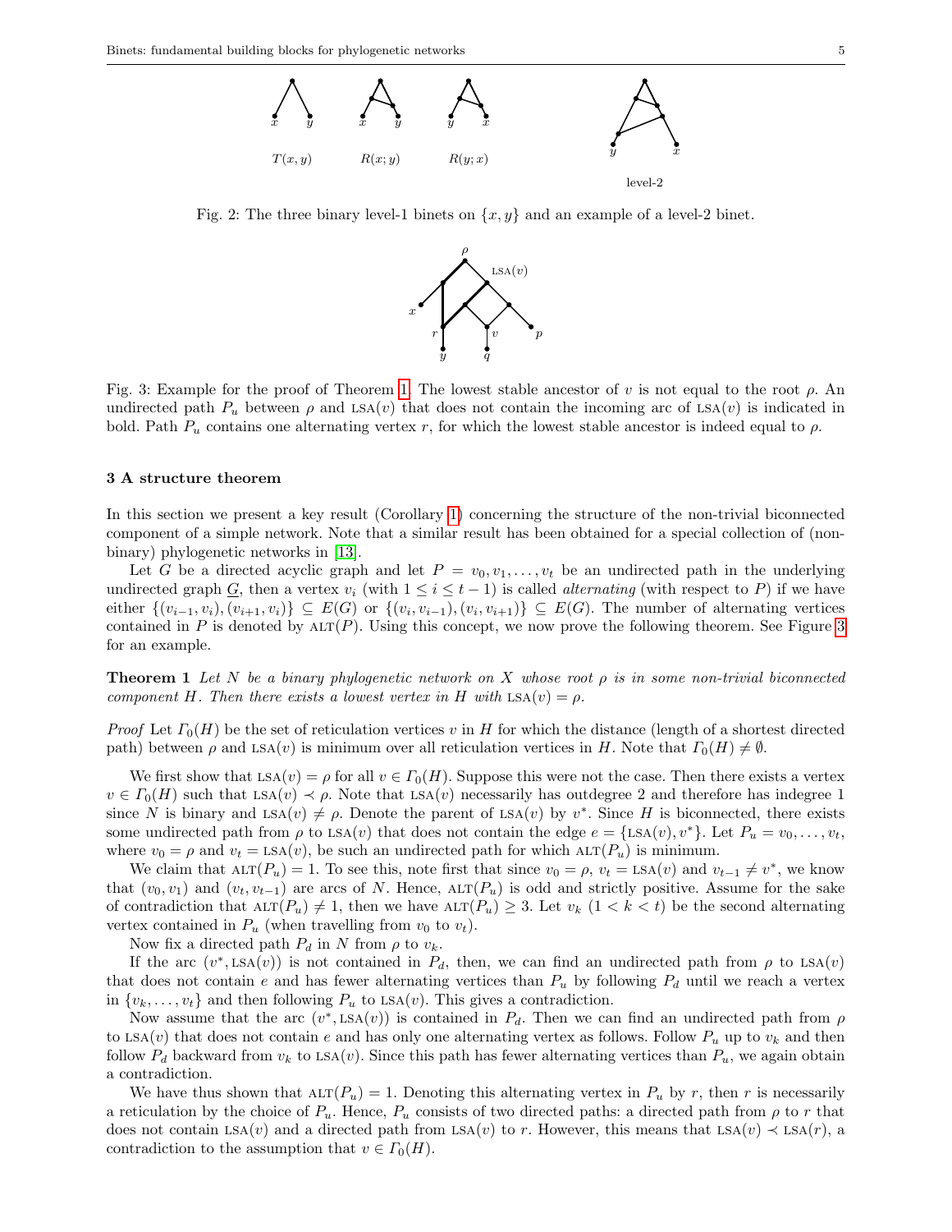Fig. 2: The three binary level-1 binets on $\{x, y\}$ and an example of a level-2 binet.

Fig. 3: Example for the proof of Theorem 1. The lowest stable ancestor of $v$ is not equal to the root $\rho$. An undirected path $P_u$ between $\rho$ and $\text{LSA}(v)$ that does not contain the incoming arc of $\text{LSA}(v)$ is indicated in bold. Path $P_u$ contains one alternating vertex $r$, for which the lowest stable ancestor is indeed equal to $\rho$.

### 3 A structure theorem

In this section we present a key result (Corollary 1) concerning the structure of the non-trivial biconnected component of a simple network. Note that a similar result has been obtained for a special collection of (non-binary) phylogenetic networks in [13].

Let $G$ be a directed acyclic graph and let $P = v_0, v_1, \ldots, v_t$ be an undirected path in the underlying undirected graph $\underline{G}$, then a vertex $v_i$ (with $1 \leq i \leq t-1$) is called *alternating* (with respect to $P$) if we have either $\{(v_{i-1}, v_i), (v_{i+1}, v_i)\} \subseteq E(G)$ or $\{(v_i, v_{i-1}), (v_i, v_{i+1})\} \subseteq E(G)$. The number of alternating vertices contained in $P$ is denoted by $\text{ALT}(P)$. Using this concept, we now prove the following theorem. See Figure 3 for an example.

**Theorem 1** *Let $N$ be a binary phylogenetic network on $X$ whose root $\rho$ is in some non-trivial biconnected component $H$. Then there exists a lowest vertex in $H$ with $\text{LSA}(v) = \rho$.*

*Proof* Let $\Gamma_0(H)$ be the set of reticulation vertices $v$ in $H$ for which the distance (length of a shortest directed path) between $\rho$ and $\text{LSA}(v)$ is minimum over all reticulation vertices in $H$. Note that $\Gamma_0(H) \neq \emptyset$.

We first show that $\text{LSA}(v) = \rho$ for all $v \in \Gamma_0(H)$. Suppose this were not the case. Then there exists a vertex $v \in \Gamma_0(H)$ such that $\text{LSA}(v) \prec \rho$. Note that $\text{LSA}(v)$ necessarily has outdegree 2 and therefore has indegree 1 since $N$ is binary and $\text{LSA}(v) \neq \rho$. Denote the parent of $\text{LSA}(v)$ by $v^*$. Since $H$ is biconnected, there exists some undirected path from $\rho$ to $\text{LSA}(v)$ that does not contain the edge $e = \{\text{LSA}(v), v^*\}$. Let $P_u = v_0, \ldots, v_t$, where $v_0 = \rho$ and $v_t = \text{LSA}(v)$, be such an undirected path for which $\text{ALT}(P_u)$ is minimum.

We claim that $\text{ALT}(P_u) = 1$. To see this, note first that since $v_0 = \rho$, $v_t = \text{LSA}(v)$ and $v_{t-1} \neq v^*$, we know that $(v_0, v_1)$ and $(v_t, v_{t-1})$ are arcs of $N$. Hence, $\text{ALT}(P_u)$ is odd and strictly positive. Assume for the sake of contradiction that $\text{ALT}(P_u) \neq 1$, then we have $\text{ALT}(P_u) \geq 3$. Let $v_k$ $(1 < k < t)$ be the second alternating vertex contained in $P_u$ (when travelling from $v_0$ to $v_t$).

Now fix a directed path $P_d$ in $N$ from $\rho$ to $v_k$.

If the arc $(v^*, \text{LSA}(v))$ is not contained in $P_d$, then, we can find an undirected path from $\rho$ to $\text{LSA}(v)$ that does not contain $e$ and has fewer alternating vertices than $P_u$ by following $P_d$ until we reach a vertex in $\{v_k, \ldots, v_t\}$ and then following $P_u$ to $\text{LSA}(v)$. This gives a contradiction.

Now assume that the arc $(v^*, \text{LSA}(v))$ is contained in $P_d$. Then we can find an undirected path from $\rho$ to $\text{LSA}(v)$ that does not contain $e$ and has only one alternating vertex as follows. Follow $P_u$ up to $v_k$ and then follow $P_d$ backward from $v_k$ to $\text{LSA}(v)$. Since this path has fewer alternating vertices than $P_u$, we again obtain a contradiction.

We have thus shown that $\text{ALT}(P_u) = 1$. Denoting this alternating vertex in $P_u$ by $r$, then $r$ is necessarily a reticulation by the choice of $P_u$. Hence, $P_u$ consists of two directed paths: a directed path from $\rho$ to $r$ that does not contain $\text{LSA}(v)$ and a directed path from $\text{LSA}(v)$ to $r$. However, this means that $\text{LSA}(v) \prec \text{LSA}(r)$, a contradiction to the assumption that $v \in \Gamma_0(H)$.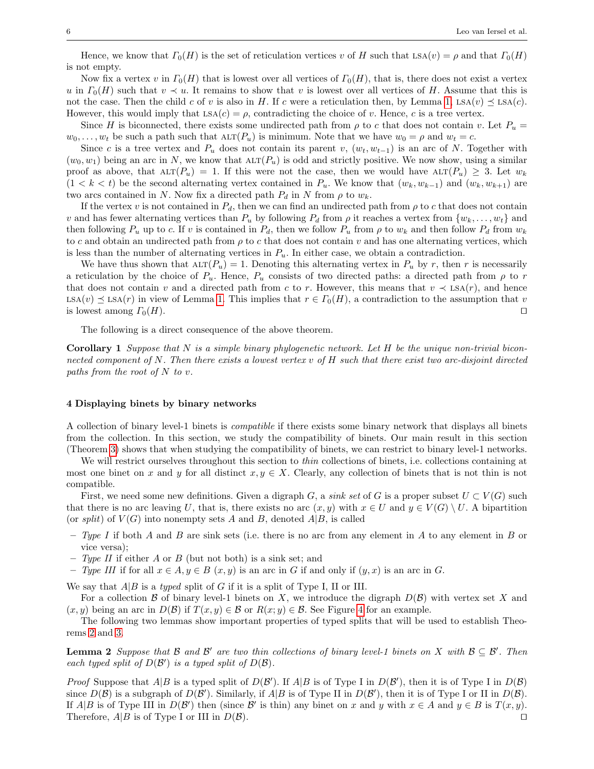Hence, we know that $\Gamma_0(H)$ is the set of reticulation vertices $v$ of $H$ such that $\text{LSA}(v) = \rho$ and that $\Gamma_0(H)$ is not empty.

Now fix a vertex $v$ in $\Gamma_0(H)$ that is lowest over all vertices of $\Gamma_0(H)$, that is, there does not exist a vertex $u$ in $\Gamma_0(H)$ such that $v \prec u$. It remains to show that $v$ is lowest over all vertices of $H$. Assume that this is not the case. Then the child $c$ of $v$ is also in $H$. If $c$ were a reticulation then, by Lemma 1, $\text{LSA}(v) \preceq \text{LSA}(c)$. However, this would imply that $\text{LSA}(c) = \rho$, contradicting the choice of $v$. Hence, $c$ is a tree vertex.

Since $H$ is biconnected, there exists some undirected path from $\rho$ to $c$ that does not contain $v$. Let $P_u = w_0, \ldots, w_t$ be such a path such that $\text{ALT}(P_u)$ is minimum. Note that we have $w_0 = \rho$ and $w_t = c$.

Since $c$ is a tree vertex and $P_u$ does not contain its parent $v$, $(w_t, w_{t-1})$ is an arc of $N$. Together with $(w_0, w_1)$ being an arc in $N$, we know that $\text{ALT}(P_u)$ is odd and strictly positive. We now show, using a similar proof as above, that $\text{ALT}(P_u) = 1$. If this were not the case, then we would have $\text{ALT}(P_u) \geq 3$. Let $w_k$ $(1 < k < t)$ be the second alternating vertex contained in $P_u$. We know that $(w_k, w_{k-1})$ and $(w_k, w_{k+1})$ are two arcs contained in $N$. Now fix a directed path $P_d$ in $N$ from $\rho$ to $w_k$.

If the vertex $v$ is not contained in $P_d$, then we can find an undirected path from $\rho$ to $c$ that does not contain $v$ and has fewer alternating vertices than $P_u$ by following $P_d$ from $\rho$ it reaches a vertex from $\{w_k, \ldots, w_t\}$ and then following $P_u$ up to $c$. If $v$ is contained in $P_d$, then we follow $P_u$ from $\rho$ to $w_k$ and then follow $P_d$ from $w_k$ to $c$ and obtain an undirected path from $\rho$ to $c$ that does not contain $v$ and has one alternating vertices, which is less than the number of alternating vertices in $P_u$. In either case, we obtain a contradiction.

We have thus shown that $\text{ALT}(P_u) = 1$. Denoting this alternating vertex in $P_u$ by $r$, then $r$ is necessarily a reticulation by the choice of $P_u$. Hence, $P_u$ consists of two directed paths: a directed path from $\rho$ to $r$ that does not contain $v$ and a directed path from $c$ to $r$. However, this means that $v \prec \text{LSA}(r)$, and hence $\text{LSA}(v) \preceq \text{LSA}(r)$ in view of Lemma 1. This implies that $r \in \Gamma_0(H)$, a contradiction to the assumption that $v$ is lowest among $\Gamma_0(H)$. ◻

The following is a direct consequence of the above theorem.

**Corollary 1** *Suppose that $N$ is a simple binary phylogenetic network. Let $H$ be the unique non-trivial biconnected component of $N$. Then there exists a lowest vertex $v$ of $H$ such that there exist two arc-disjoint directed paths from the root of $N$ to $v$.*

## 4 Displaying binets by binary networks

A collection of binary level-1 binets is *compatible* if there exists some binary network that displays all binets from the collection. In this section, we study the compatibility of binets. Our main result in this section (Theorem 3) shows that when studying the compatibility of binets, we can restrict to binary level-1 networks.

We will restrict ourselves throughout this section to *thin* collections of binets, i.e. collections containing at most one binet on $x$ and $y$ for all distinct $x, y \in X$. Clearly, any collection of binets that is not thin is not compatible.

First, we need some new definitions. Given a digraph $G$, a *sink set* of $G$ is a proper subset $U \subset V(G)$ such that there is no arc leaving $U$, that is, there exists no arc $(x, y)$ with $x \in U$ and $y \in V(G) \setminus U$. A bipartition (or *split*) of $V(G)$ into nonempty sets $A$ and $B$, denoted $A|B$, is called

- *Type I* if both $A$ and $B$ are sink sets (i.e. there is no arc from any element in $A$ to any element in $B$ or vice versa);
- *Type II* if either $A$ or $B$ (but not both) is a sink set; and
- *Type III* if for all $x \in A, y \in B$ $(x, y)$ is an arc in $G$ if and only if $(y, x)$ is an arc in $G$.

We say that $A|B$ is a *typed* split of $G$ if it is a split of Type I, II or III.

For a collection $\mathcal{B}$ of binary level-1 binets on $X$, we introduce the digraph $D(\mathcal{B})$ with vertex set $X$ and $(x, y)$ being an arc in $D(\mathcal{B})$ if $T(x, y) \in \mathcal{B}$ or $R(x; y) \in \mathcal{B}$. See Figure 4 for an example.

The following two lemmas show important properties of typed splits that will be used to establish Theorems 2 and 3.

**Lemma 2** *Suppose that $\mathcal{B}$ and $\mathcal{B}'$ are two thin collections of binary level-1 binets on $X$ with $\mathcal{B} \subseteq \mathcal{B}'$. Then each typed split of $D(\mathcal{B}')$ is a typed split of $D(\mathcal{B})$.*

*Proof* Suppose that $A|B$ is a typed split of $D(\mathcal{B}')$. If $A|B$ is of Type I in $D(\mathcal{B}')$, then it is of Type I in $D(\mathcal{B})$ since $D(\mathcal{B})$ is a subgraph of $D(\mathcal{B}')$. Similarly, if $A|B$ is of Type II in $D(\mathcal{B}')$, then it is of Type I or II in $D(\mathcal{B})$. If $A|B$ is of Type III in $D(\mathcal{B}')$ then (since $\mathcal{B}'$ is thin) any binet on $x$ and $y$ with $x \in A$ and $y \in B$ is $T(x, y)$. Therefore, $A|B$ is of Type I or III in $D(\mathcal{B})$. ◻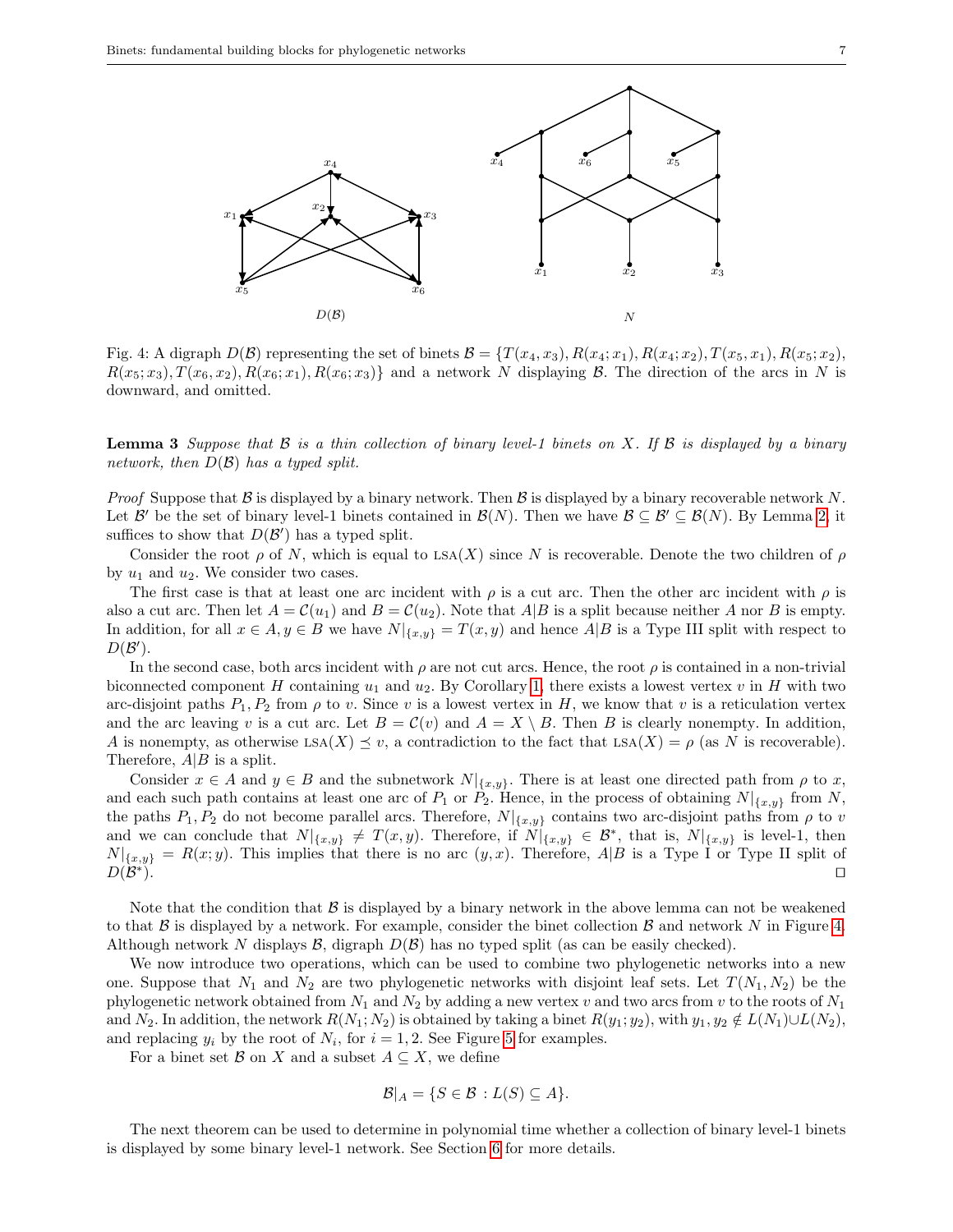Fig. 4: A digraph $D(\mathcal{B})$ representing the set of binets $\mathcal{B} = \{T(x_4, x_3), R(x_4; x_1), R(x_4; x_2), T(x_5, x_1), R(x_5; x_2), R(x_5; x_3), T(x_6, x_2), R(x_6; x_1), R(x_6; x_3)\}$ and a network $N$ displaying $\mathcal{B}$. The direction of the arcs in $N$ is downward, and omitted.

**Lemma 3** *Suppose that $\mathcal{B}$ is a thin collection of binary level-1 binets on $X$. If $\mathcal{B}$ is displayed by a binary network, then $D(\mathcal{B})$ has a typed split.*

*Proof* Suppose that $\mathcal{B}$ is displayed by a binary network. Then $\mathcal{B}$ is displayed by a binary recoverable network $N$. Let $\mathcal{B}'$ be the set of binary level-1 binets contained in $\mathcal{B}(N)$. Then we have $\mathcal{B} \subseteq \mathcal{B}' \subseteq \mathcal{B}(N)$. By Lemma 2, it suffices to show that $D(\mathcal{B}')$ has a typed split.

Consider the root $\rho$ of $N$, which is equal to $\text{LSA}(X)$ since $N$ is recoverable. Denote the two children of $\rho$ by $u_1$ and $u_2$. We consider two cases.

The first case is that at least one arc incident with $\rho$ is a cut arc. Then the other arc incident with $\rho$ is also a cut arc. Then let $A = \mathcal{C}(u_1)$ and $B = \mathcal{C}(u_2)$. Note that $A|B$ is a split because neither $A$ nor $B$ is empty. In addition, for all $x \in A, y \in B$ we have $N|_{\{x,y\}} = T(x, y)$ and hence $A|B$ is a Type III split with respect to $D(\mathcal{B}')$.

In the second case, both arcs incident with $\rho$ are not cut arcs. Hence, the root $\rho$ is contained in a non-trivial biconnected component $H$ containing $u_1$ and $u_2$. By Corollary 1, there exists a lowest vertex $v$ in $H$ with two arc-disjoint paths $P_1, P_2$ from $\rho$ to $v$. Since $v$ is a lowest vertex in $H$, we know that $v$ is a reticulation vertex and the arc leaving $v$ is a cut arc. Let $B = \mathcal{C}(v)$ and $A = X \setminus B$. Then $B$ is clearly nonempty. In addition, $A$ is nonempty, as otherwise $\text{LSA}(X) \preceq v$, a contradiction to the fact that $\text{LSA}(X) = \rho$ (as $N$ is recoverable). Therefore, $A|B$ is a split.

Consider $x \in A$ and $y \in B$ and the subnetwork $N|_{\{x,y\}}$. There is at least one directed path from $\rho$ to $x$, and each such path contains at least one arc of $P_1$ or $P_2$. Hence, in the process of obtaining $N|_{\{x,y\}}$ from $N$, the paths $P_1, P_2$ do not become parallel arcs. Therefore, $N|_{\{x,y\}}$ contains two arc-disjoint paths from $\rho$ to $v$ and we can conclude that $N|_{\{x,y\}} \neq T(x, y)$. Therefore, if $N|_{\{x,y\}} \in \mathcal{B}^*$, that is, $N|_{\{x,y\}}$ is level-1, then $N|_{\{x,y\}} = R(x; y)$. This implies that there is no arc $(y, x)$. Therefore, $A|B$ is a Type I or Type II split of $D(\mathcal{B}^*)$. $\square$

Note that the condition that $\mathcal{B}$ is displayed by a binary network in the above lemma can not be weakened to that $\mathcal{B}$ is displayed by a network. For example, consider the binet collection $\mathcal{B}$ and network $N$ in Figure 4. Although network $N$ displays $\mathcal{B}$, digraph $D(\mathcal{B})$ has no typed split (as can be easily checked).

We now introduce two operations, which can be used to combine two phylogenetic networks into a new one. Suppose that $N_1$ and $N_2$ are two phylogenetic networks with disjoint leaf sets. Let $T(N_1, N_2)$ be the phylogenetic network obtained from $N_1$ and $N_2$ by adding a new vertex $v$ and two arcs from $v$ to the roots of $N_1$ and $N_2$. In addition, the network $R(N_1; N_2)$ is obtained by taking a binet $R(y_1; y_2)$, with $y_1, y_2 \notin L(N_1) \cup L(N_2)$, and replacing $y_i$ by the root of $N_i$, for $i = 1, 2$. See Figure 5 for examples.

For a binet set $\mathcal{B}$ on $X$ and a subset $A \subseteq X$, we define

$$\mathcal{B}|_A = \{S \in \mathcal{B} : L(S) \subseteq A\}.$$

The next theorem can be used to determine in polynomial time whether a collection of binary level-1 binets is displayed by some binary level-1 network. See Section 6 for more details.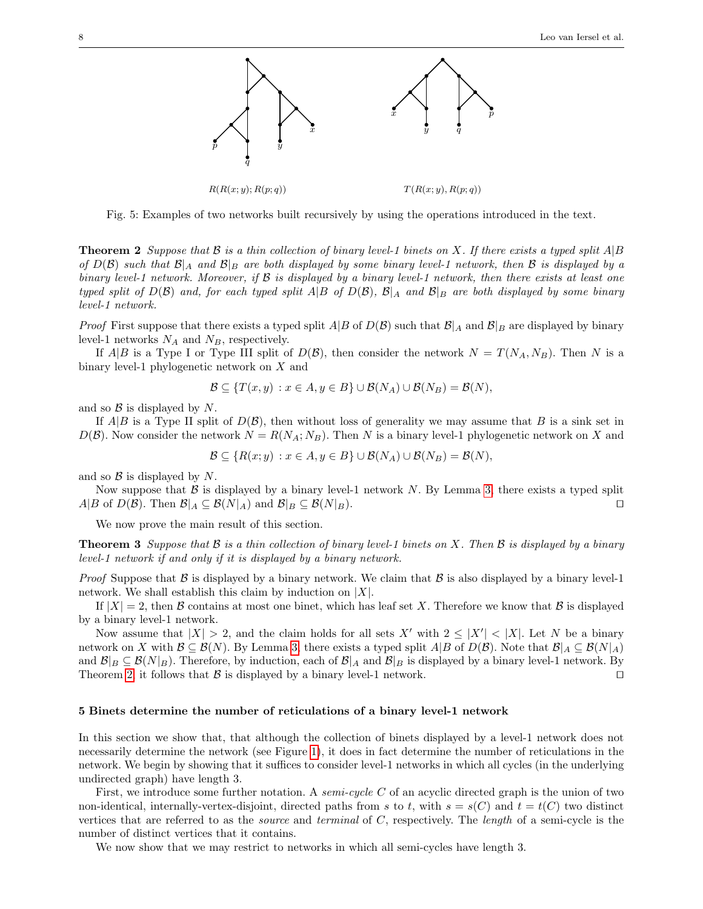Fig. 5: Examples of two networks built recursively by using the operations introduced in the text.

**Theorem 2** *Suppose that $\mathcal{B}$ is a thin collection of binary level-1 binets on $X$. If there exists a typed split $A|B$ of $D(\mathcal{B})$ such that $\mathcal{B}|_A$ and $\mathcal{B}|_B$ are both displayed by some binary level-1 network, then $\mathcal{B}$ is displayed by a binary level-1 network. Moreover, if $\mathcal{B}$ is displayed by a binary level-1 network, then there exists at least one typed split of $D(\mathcal{B})$ and, for each typed split $A|B$ of $D(\mathcal{B})$, $\mathcal{B}|_A$ and $\mathcal{B}|_B$ are both displayed by some binary level-1 network.*

*Proof* First suppose that there exists a typed split $A|B$ of $D(\mathcal{B})$ such that $\mathcal{B}|_A$ and $\mathcal{B}|_B$ are displayed by binary level-1 networks $N_A$ and $N_B$, respectively.

If $A|B$ is a Type I or Type III split of $D(\mathcal{B})$, then consider the network $N = T(N_A, N_B)$. Then $N$ is a binary level-1 phylogenetic network on $X$ and

$$\mathcal{B} \subseteq \{T(x,y) : x \in A, y \in B\} \cup \mathcal{B}(N_A) \cup \mathcal{B}(N_B) = \mathcal{B}(N),$$

and so $\mathcal{B}$ is displayed by $N$.

If $A|B$ is a Type II split of $D(\mathcal{B})$, then without loss of generality we may assume that $B$ is a sink set in $D(\mathcal{B})$. Now consider the network $N = R(N_A; N_B)$. Then $N$ is a binary level-1 phylogenetic network on $X$ and

$$\mathcal{B} \subseteq \{R(x;y) : x \in A, y \in B\} \cup \mathcal{B}(N_A) \cup \mathcal{B}(N_B) = \mathcal{B}(N),$$

and so $\mathcal{B}$ is displayed by $N$.

Now suppose that $\mathcal{B}$ is displayed by a binary level-1 network $N$. By Lemma 3, there exists a typed split $A|B$ of $D(\mathcal{B})$. Then $\mathcal{B}|_A \subseteq \mathcal{B}(N|_A)$ and $\mathcal{B}|_B \subseteq \mathcal{B}(N|_B)$. ◻

We now prove the main result of this section.

**Theorem 3** *Suppose that $\mathcal{B}$ is a thin collection of binary level-1 binets on $X$. Then $\mathcal{B}$ is displayed by a binary level-1 network if and only if it is displayed by a binary network.*

*Proof* Suppose that $\mathcal{B}$ is displayed by a binary network. We claim that $\mathcal{B}$ is also displayed by a binary level-1 network. We shall establish this claim by induction on $|X|$.

If $|X| = 2$, then $\mathcal{B}$ contains at most one binet, which has leaf set $X$. Therefore we know that $\mathcal{B}$ is displayed by a binary level-1 network.

Now assume that $|X| > 2$, and the claim holds for all sets $X'$ with $2 \leq |X'| < |X|$. Let $N$ be a binary network on $X$ with $\mathcal{B} \subseteq \mathcal{B}(N)$. By Lemma 3, there exists a typed split $A|B$ of $D(\mathcal{B})$. Note that $\mathcal{B}|_A \subseteq \mathcal{B}(N|_A)$ and $\mathcal{B}|_B \subseteq \mathcal{B}(N|_B)$. Therefore, by induction, each of $\mathcal{B}|_A$ and $\mathcal{B}|_B$ is displayed by a binary level-1 network. By Theorem 2, it follows that $\mathcal{B}$ is displayed by a binary level-1 network. ◻

## 5 Binets determine the number of reticulations of a binary level-1 network

In this section we show that, that although the collection of binets displayed by a level-1 network does not necessarily determine the network (see Figure 1), it does in fact determine the number of reticulations in the network. We begin by showing that it suffices to consider level-1 networks in which all cycles (in the underlying undirected graph) have length 3.

First, we introduce some further notation. A *semi-cycle* $C$ of an acyclic directed graph is the union of two non-identical, internally-vertex-disjoint, directed paths from $s$ to $t$, with $s = s(C)$ and $t = t(C)$ two distinct vertices that are referred to as the *source* and *terminal* of $C$, respectively. The *length* of a semi-cycle is the number of distinct vertices that it contains.

We now show that we may restrict to networks in which all semi-cycles have length 3.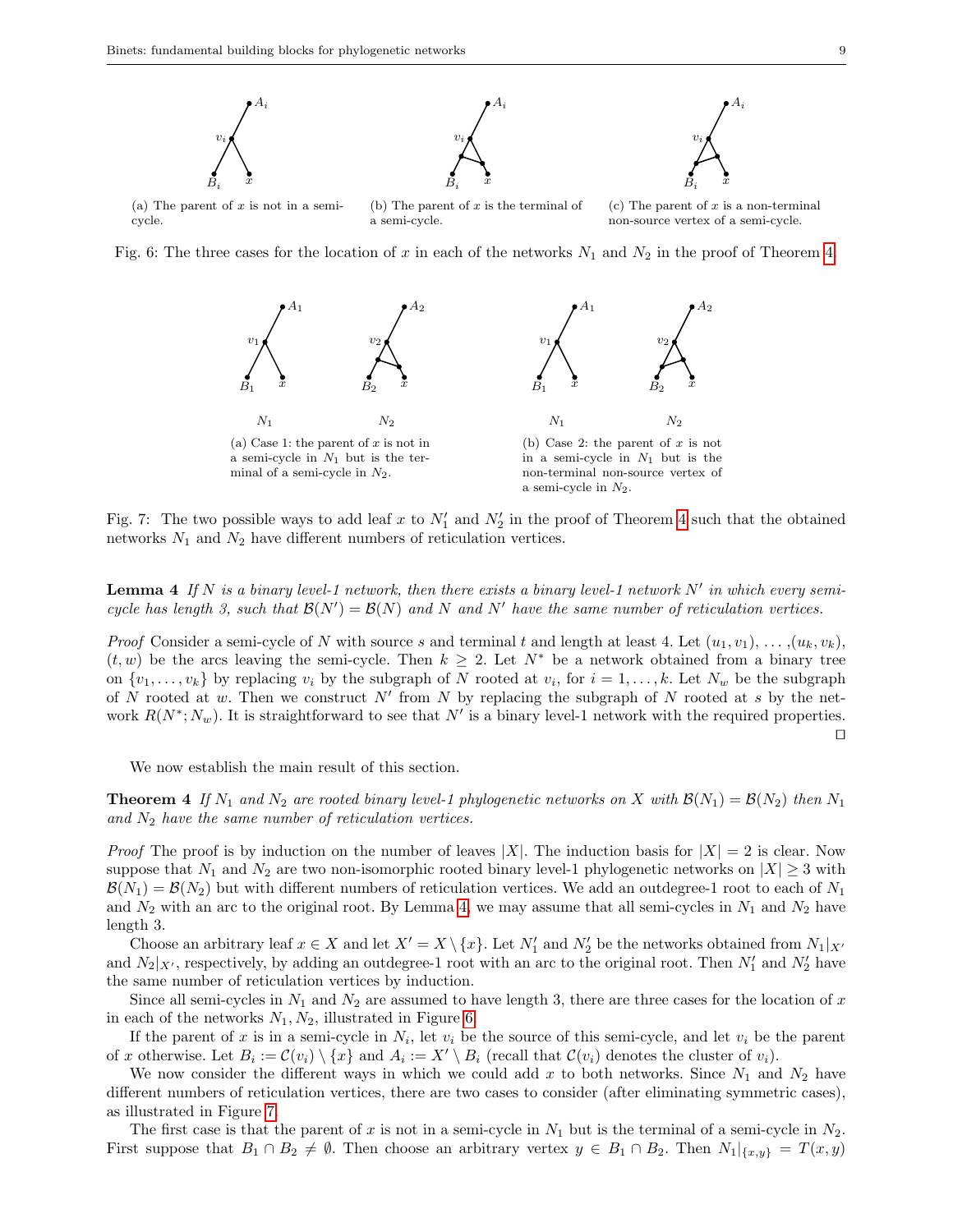(a) The parent of $x$ is not in a semi-cycle.

(b) The parent of $x$ is the terminal of a semi-cycle.

(c) The parent of $x$ is a non-terminal non-source vertex of a semi-cycle.

Fig. 6: The three cases for the location of $x$ in each of the networks $N_1$ and $N_2$ in the proof of Theorem 4.

(a) Case 1: the parent of $x$ is not in a semi-cycle in $N_1$ but is the terminal of a semi-cycle in $N_2$.

(b) Case 2: the parent of $x$ is not in a semi-cycle in $N_1$ but is the non-terminal non-source vertex of a semi-cycle in $N_2$.

Fig. 7: The two possible ways to add leaf $x$ to $N_1'$ and $N_2'$ in the proof of Theorem 4 such that the obtained networks $N_1$ and $N_2$ have different numbers of reticulation vertices.

**Lemma 4** *If $N$ is a binary level-1 network, then there exists a binary level-1 network $N'$ in which every semi-cycle has length 3, such that $\mathcal{B}(N') = \mathcal{B}(N)$ and $N$ and $N'$ have the same number of reticulation vertices.*

*Proof* Consider a semi-cycle of $N$ with source $s$ and terminal $t$ and length at least 4. Let $(u_1, v_1), \ldots, (u_k, v_k)$, $(t, w)$ be the arcs leaving the semi-cycle. Then $k \geq 2$. Let $N^*$ be a network obtained from a binary tree on $\{v_1, \ldots, v_k\}$ by replacing $v_i$ by the subgraph of $N$ rooted at $v_i$, for $i = 1, \ldots, k$. Let $N_w$ be the subgraph of $N$ rooted at $w$. Then we construct $N'$ from $N$ by replacing the subgraph of $N$ rooted at $s$ by the network $R(N^*; N_w)$. It is straightforward to see that $N'$ is a binary level-1 network with the required properties. □

We now establish the main result of this section.

**Theorem 4** *If $N_1$ and $N_2$ are rooted binary level-1 phylogenetic networks on $X$ with $\mathcal{B}(N_1) = \mathcal{B}(N_2)$ then $N_1$ and $N_2$ have the same number of reticulation vertices.*

*Proof* The proof is by induction on the number of leaves $|X|$. The induction basis for $|X| = 2$ is clear. Now suppose that $N_1$ and $N_2$ are two non-isomorphic rooted binary level-1 phylogenetic networks on $|X| \geq 3$ with $\mathcal{B}(N_1) = \mathcal{B}(N_2)$ but with different numbers of reticulation vertices. We add an outdegree-1 root to each of $N_1$ and $N_2$ with an arc to the original root. By Lemma 4, we may assume that all semi-cycles in $N_1$ and $N_2$ have length 3.

Choose an arbitrary leaf $x \in X$ and let $X' = X \setminus \{x\}$. Let $N_1'$ and $N_2'$ be the networks obtained from $N_1|_{X'}$ and $N_2|_{X'}$, respectively, by adding an outdegree-1 root with an arc to the original root. Then $N_1'$ and $N_2'$ have the same number of reticulation vertices by induction.

Since all semi-cycles in $N_1$ and $N_2$ are assumed to have length 3, there are three cases for the location of $x$ in each of the networks $N_1, N_2$, illustrated in Figure 6.

If the parent of $x$ is in a semi-cycle in $N_i$, let $v_i$ be the source of this semi-cycle, and let $v_i$ be the parent of $x$ otherwise. Let $B_i := \mathcal{C}(v_i) \setminus \{x\}$ and $A_i := X' \setminus B_i$ (recall that $\mathcal{C}(v_i)$ denotes the cluster of $v_i$).

We now consider the different ways in which we could add $x$ to both networks. Since $N_1$ and $N_2$ have different numbers of reticulation vertices, there are two cases to consider (after eliminating symmetric cases), as illustrated in Figure 7.

The first case is that the parent of $x$ is not in a semi-cycle in $N_1$ but is the terminal of a semi-cycle in $N_2$. First suppose that $B_1 \cap B_2 \neq \emptyset$. Then choose an arbitrary vertex $y \in B_1 \cap B_2$. Then $N_1|_{\{x,y\}} = T(x, y)$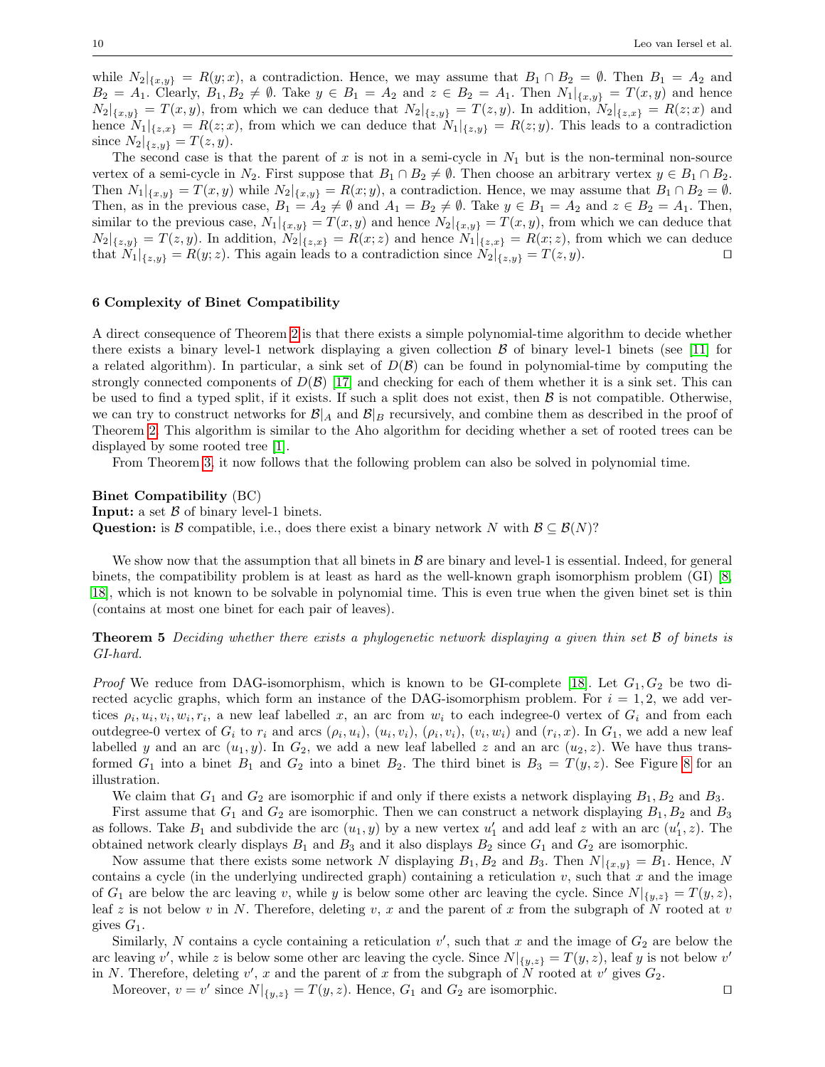while $N_2|_{\{x,y\}} = R(y;x)$, a contradiction. Hence, we may assume that $B_1 \cap B_2 = \emptyset$. Then $B_1 = A_2$ and $B_2 = A_1$. Clearly, $B_1, B_2 \neq \emptyset$. Take $y \in B_1 = A_2$ and $z \in B_2 = A_1$. Then $N_1|_{\{x,y\}} = T(x,y)$ and hence $N_2|_{\{x,y\}} = T(x,y)$, from which we can deduce that $N_2|_{\{z,y\}} = T(z,y)$. In addition, $N_2|_{\{z,x\}} = R(z;x)$ and hence $N_1|_{\{z,x\}} = R(z;x)$, from which we can deduce that $N_1|_{\{z,y\}} = R(z;y)$. This leads to a contradiction since $N_2|_{\{z,y\}} = T(z,y)$.

The second case is that the parent of $x$ is not in a semi-cycle in $N_1$ but is the non-terminal non-source vertex of a semi-cycle in $N_2$. First suppose that $B_1 \cap B_2 \neq \emptyset$. Then choose an arbitrary vertex $y \in B_1 \cap B_2$. Then $N_1|_{\{x,y\}} = T(x,y)$ while $N_2|_{\{x,y\}} = R(x;y)$, a contradiction. Hence, we may assume that $B_1 \cap B_2 = \emptyset$. Then, as in the previous case, $B_1 = A_2 \neq \emptyset$ and $A_1 = B_2 \neq \emptyset$. Take $y \in B_1 = A_2$ and $z \in B_2 = A_1$. Then, similar to the previous case, $N_1|_{\{x,y\}} = T(x,y)$ and hence $N_2|_{\{x,y\}} = T(x,y)$, from which we can deduce that $N_2|_{\{z,y\}} = T(z,y)$. In addition, $N_2|_{\{z,x\}} = R(x;z)$ and hence $N_1|_{\{z,x\}} = R(x;z)$, from which we can deduce that $N_1|_{\{z,y\}} = R(y;z)$. This again leads to a contradiction since $N_2|_{\{z,y\}} = T(z,y)$. □

## 6 Complexity of Binet Compatibility

A direct consequence of Theorem 2 is that there exists a simple polynomial-time algorithm to decide whether there exists a binary level-1 network displaying a given collection $\mathcal{B}$ of binary level-1 binets (see [11] for a related algorithm). In particular, a sink set of $D(\mathcal{B})$ can be found in polynomial-time by computing the strongly connected components of $D(\mathcal{B})$ [17] and checking for each of them whether it is a sink set. This can be used to find a typed split, if it exists. If such a split does not exist, then $\mathcal{B}$ is not compatible. Otherwise, we can try to construct networks for $\mathcal{B}|_A$ and $\mathcal{B}|_B$ recursively, and combine them as described in the proof of Theorem 2. This algorithm is similar to the Aho algorithm for deciding whether a set of rooted trees can be displayed by some rooted tree [1].

From Theorem 3, it now follows that the following problem can also be solved in polynomial time.

**Binet Compatibility** (BC)
**Input:** a set $\mathcal{B}$ of binary level-1 binets.
**Question:** is $\mathcal{B}$ compatible, i.e., does there exist a binary network $N$ with $\mathcal{B} \subseteq \mathcal{B}(N)$?

We show now that the assumption that all binets in $\mathcal{B}$ are binary and level-1 is essential. Indeed, for general binets, the compatibility problem is at least as hard as the well-known graph isomorphism problem (GI) [8, 18], which is not known to be solvable in polynomial time. This is even true when the given binet set is thin (contains at most one binet for each pair of leaves).

**Theorem 5** *Deciding whether there exists a phylogenetic network displaying a given thin set $\mathcal{B}$ of binets is GI-hard.*

*Proof* We reduce from DAG-isomorphism, which is known to be GI-complete [18]. Let $G_1, G_2$ be two directed acyclic graphs, which form an instance of the DAG-isomorphism problem. For $i = 1, 2$, we add vertices $\rho_i, u_i, v_i, w_i, r_i$, a new leaf labelled $x$, an arc from $w_i$ to each indegree-0 vertex of $G_i$ and from each outdegree-0 vertex of $G_i$ to $r_i$ and arcs $(\rho_i, u_i)$, $(u_i, v_i)$, $(\rho_i, v_i)$, $(v_i, w_i)$ and $(r_i, x)$. In $G_1$, we add a new leaf labelled $y$ and an arc $(u_1, y)$. In $G_2$, we add a new leaf labelled $z$ and an arc $(u_2, z)$. We have thus transformed $G_1$ into a binet $B_1$ and $G_2$ into a binet $B_2$. The third binet is $B_3 = T(y, z)$. See Figure 8 for an illustration.

We claim that $G_1$ and $G_2$ are isomorphic if and only if there exists a network displaying $B_1, B_2$ and $B_3$.

First assume that $G_1$ and $G_2$ are isomorphic. Then we can construct a network displaying $B_1, B_2$ and $B_3$ as follows. Take $B_1$ and subdivide the arc $(u_1, y)$ by a new vertex $u_1'$ and add leaf $z$ with an arc $(u_1', z)$. The obtained network clearly displays $B_1$ and $B_3$ and it also displays $B_2$ since $G_1$ and $G_2$ are isomorphic.

Now assume that there exists some network $N$ displaying $B_1, B_2$ and $B_3$. Then $N|_{\{x,y\}} = B_1$. Hence, $N$ contains a cycle (in the underlying undirected graph) containing a reticulation $v$, such that $x$ and the image of $G_1$ are below the arc leaving $v$, while $y$ is below some other arc leaving the cycle. Since $N|_{\{y,z\}} = T(y, z)$, leaf $z$ is not below $v$ in $N$. Therefore, deleting $v$, $x$ and the parent of $x$ from the subgraph of $N$ rooted at $v$ gives $G_1$.

Similarly, $N$ contains a cycle containing a reticulation $v'$, such that $x$ and the image of $G_2$ are below the arc leaving $v'$, while $z$ is below some other arc leaving the cycle. Since $N|_{\{y,z\}} = T(y, z)$, leaf $y$ is not below $v'$ in $N$. Therefore, deleting $v'$, $x$ and the parent of $x$ from the subgraph of $N$ rooted at $v'$ gives $G_2$.

Moreover, $v = v'$ since $N|_{\{y,z\}} = T(y, z)$. Hence, $G_1$ and $G_2$ are isomorphic. □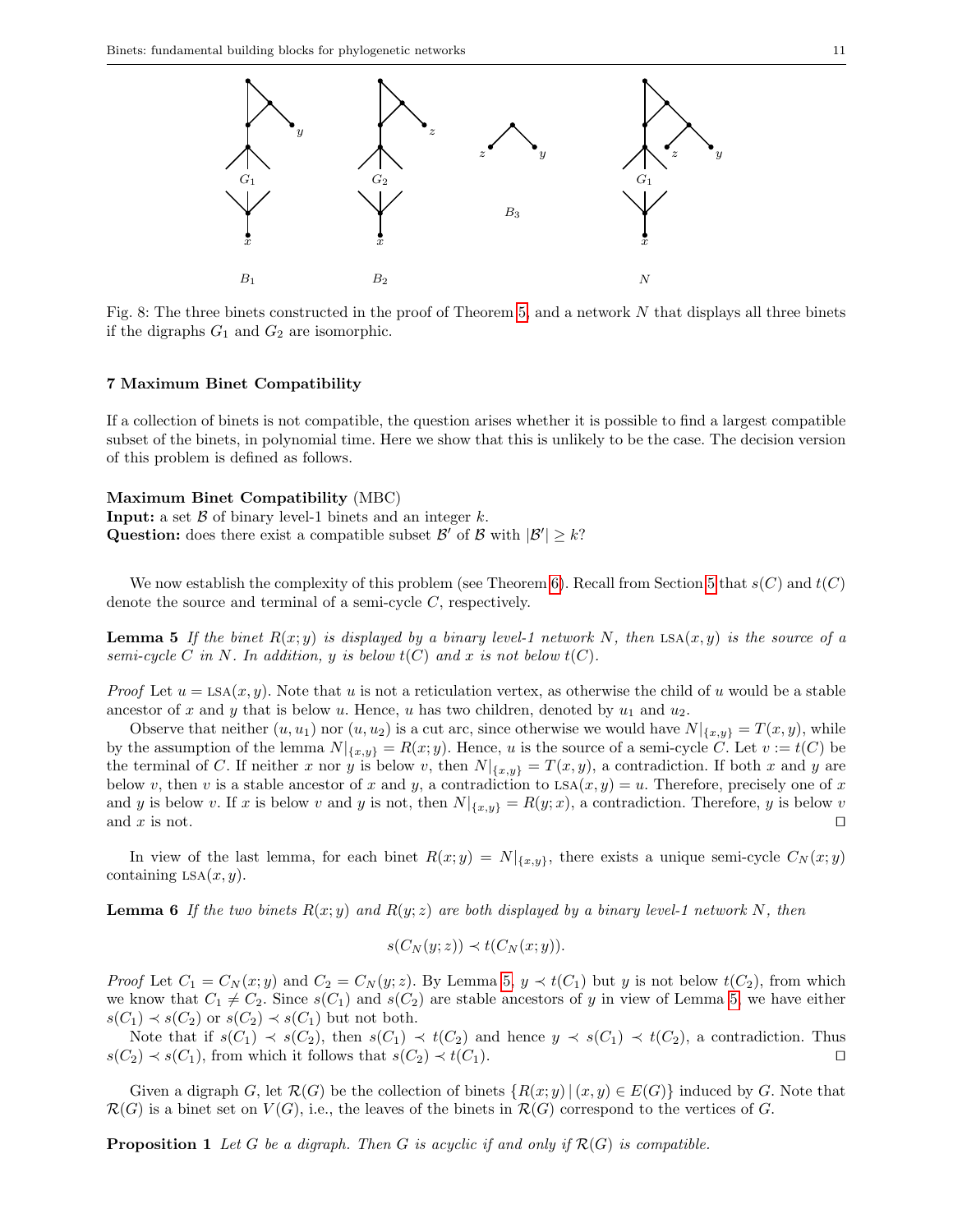Fig. 8: The three binets constructed in the proof of Theorem 5, and a network $N$ that displays all three binets if the digraphs $G_1$ and $G_2$ are isomorphic.

## 7 Maximum Binet Compatibility

If a collection of binets is not compatible, the question arises whether it is possible to find a largest compatible subset of the binets, in polynomial time. Here we show that this is unlikely to be the case. The decision version of this problem is defined as follows.

**Maximum Binet Compatibility** (MBC)
**Input:** a set $\mathcal{B}$ of binary level-1 binets and an integer $k$.
**Question:** does there exist a compatible subset $\mathcal{B}'$ of $\mathcal{B}$ with $|\mathcal{B}'| \geq k$?

We now establish the complexity of this problem (see Theorem 6). Recall from Section 5 that $s(C)$ and $t(C)$ denote the source and terminal of a semi-cycle $C$, respectively.

**Lemma 5** *If the binet $R(x;y)$ is displayed by a binary level-1 network $N$, then $\text{LSA}(x,y)$ is the source of a semi-cycle $C$ in $N$. In addition, $y$ is below $t(C)$ and $x$ is not below $t(C)$.*

*Proof* Let $u = \text{LSA}(x,y)$. Note that $u$ is not a reticulation vertex, as otherwise the child of $u$ would be a stable ancestor of $x$ and $y$ that is below $u$. Hence, $u$ has two children, denoted by $u_1$ and $u_2$.

Observe that neither $(u,u_1)$ nor $(u,u_2)$ is a cut arc, since otherwise we would have $N|_{\{x,y\}} = T(x,y)$, while by the assumption of the lemma $N|_{\{x,y\}} = R(x;y)$. Hence, $u$ is the source of a semi-cycle $C$. Let $v := t(C)$ be the terminal of $C$. If neither $x$ nor $y$ is below $v$, then $N|_{\{x,y\}} = T(x,y)$, a contradiction. If both $x$ and $y$ are below $v$, then $v$ is a stable ancestor of $x$ and $y$, a contradiction to $\text{LSA}(x,y) = u$. Therefore, precisely one of $x$ and $y$ is below $v$. If $x$ is below $v$ and $y$ is not, then $N|_{\{x,y\}} = R(y;x)$, a contradiction. Therefore, $y$ is below $v$ and $x$ is not. $\square$

In view of the last lemma, for each binet $R(x;y) = N|_{\{x,y\}}$, there exists a unique semi-cycle $C_N(x;y)$ containing $\text{LSA}(x,y)$.

**Lemma 6** *If the two binets $R(x;y)$ and $R(y;z)$ are both displayed by a binary level-1 network $N$, then*

$$s(C_N(y;z)) \prec t(C_N(x;y)).$$

*Proof* Let $C_1 = C_N(x;y)$ and $C_2 = C_N(y;z)$. By Lemma 5, $y \prec t(C_1)$ but $y$ is not below $t(C_2)$, from which we know that $C_1 \neq C_2$. Since $s(C_1)$ and $s(C_2)$ are stable ancestors of $y$ in view of Lemma 5, we have either $s(C_1) \prec s(C_2)$ or $s(C_2) \prec s(C_1)$ but not both.

Note that if $s(C_1) \prec s(C_2)$, then $s(C_1) \prec t(C_2)$ and hence $y \prec s(C_1) \prec t(C_2)$, a contradiction. Thus $s(C_2) \prec s(C_1)$, from which it follows that $s(C_2) \prec t(C_1)$. $\square$

Given a digraph $G$, let $\mathcal{R}(G)$ be the collection of binets $\{R(x;y) \,|\, (x,y) \in E(G)\}$ induced by $G$. Note that $\mathcal{R}(G)$ is a binet set on $V(G)$, i.e., the leaves of the binets in $\mathcal{R}(G)$ correspond to the vertices of $G$.

**Proposition 1** *Let $G$ be a digraph. Then $G$ is acyclic if and only if $\mathcal{R}(G)$ is compatible.*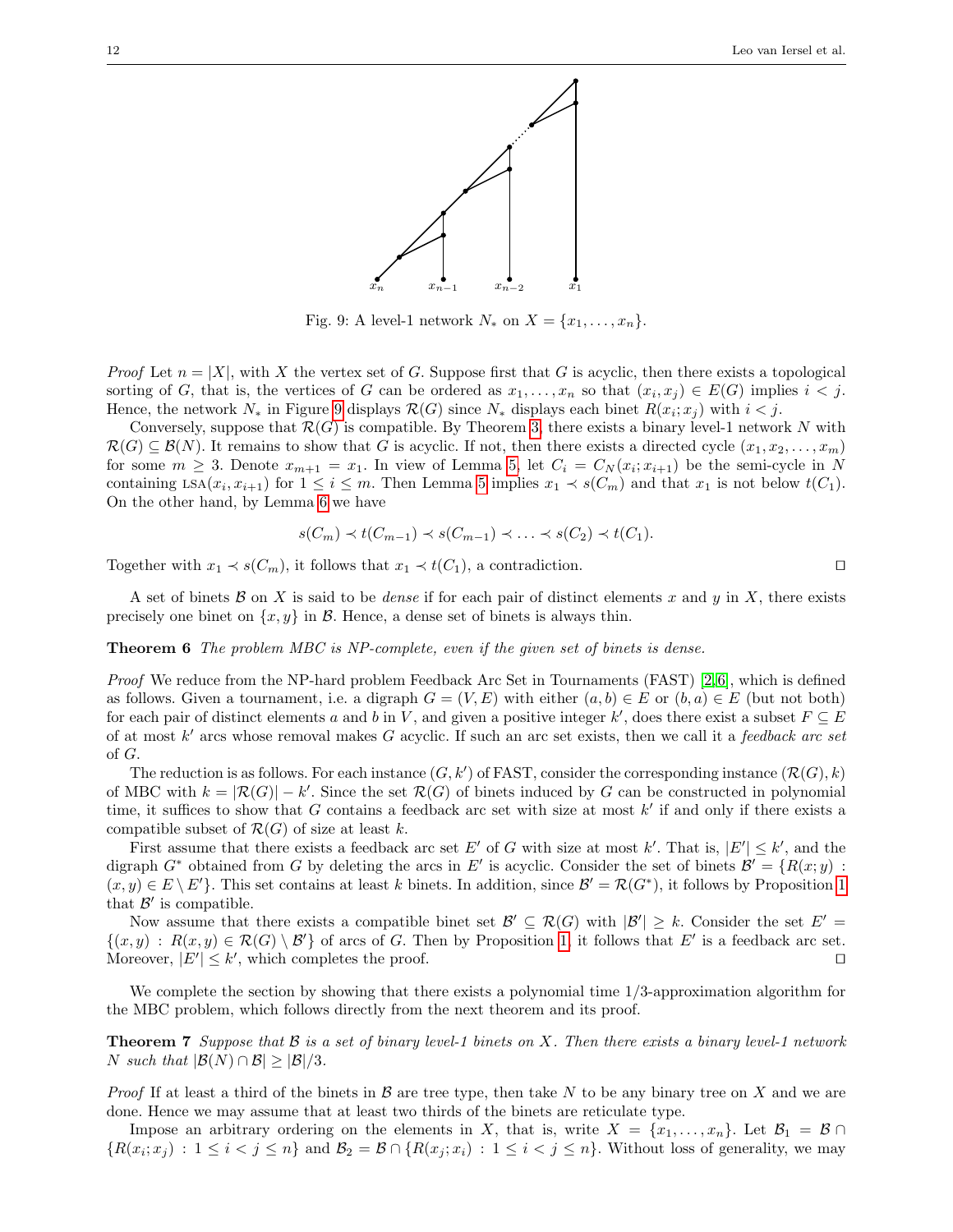Fig. 9: A level-1 network $N_*$ on $X = \{x_1, \ldots, x_n\}$.

*Proof* Let $n = |X|$, with $X$ the vertex set of $G$. Suppose first that $G$ is acyclic, then there exists a topological sorting of $G$, that is, the vertices of $G$ can be ordered as $x_1, \ldots, x_n$ so that $(x_i, x_j) \in E(G)$ implies $i < j$. Hence, the network $N_*$ in Figure 9 displays $\mathcal{R}(G)$ since $N_*$ displays each binet $R(x_i; x_j)$ with $i < j$.

Conversely, suppose that $\mathcal{R}(G)$ is compatible. By Theorem 3, there exists a binary level-1 network $N$ with $\mathcal{R}(G) \subseteq \mathcal{B}(N)$. It remains to show that $G$ is acyclic. If not, then there exists a directed cycle $(x_1, x_2, \ldots, x_m)$ for some $m \geq 3$. Denote $x_{m+1} = x_1$. In view of Lemma 5, let $C_i = C_N(x_i; x_{i+1})$ be the semi-cycle in $N$ containing $\text{LSA}(x_i, x_{i+1})$ for $1 \leq i \leq m$. Then Lemma 5 implies $x_1 \prec s(C_m)$ and that $x_1$ is not below $t(C_1)$. On the other hand, by Lemma 6 we have

$$s(C_m) \prec t(C_{m-1}) \prec s(C_{m-1}) \prec \ldots \prec s(C_2) \prec t(C_1).$$

Together with $x_1 \prec s(C_m)$, it follows that $x_1 \prec t(C_1)$, a contradiction. $\square$

A set of binets $\mathcal{B}$ on $X$ is said to be *dense* if for each pair of distinct elements $x$ and $y$ in $X$, there exists precisely one binet on $\{x, y\}$ in $\mathcal{B}$. Hence, a dense set of binets is always thin.

**Theorem 6** *The problem MBC is NP-complete, even if the given set of binets is dense.*

*Proof* We reduce from the NP-hard problem Feedback Arc Set in Tournaments (FAST) [2,6], which is defined as follows. Given a tournament, i.e. a digraph $G = (V, E)$ with either $(a, b) \in E$ or $(b, a) \in E$ (but not both) for each pair of distinct elements $a$ and $b$ in $V$, and given a positive integer $k'$, does there exist a subset $F \subseteq E$ of at most $k'$ arcs whose removal makes $G$ acyclic. If such an arc set exists, then we call it a *feedback arc set* of $G$.

The reduction is as follows. For each instance $(G, k')$ of FAST, consider the corresponding instance $(\mathcal{R}(G), k)$ of MBC with $k = |\mathcal{R}(G)| - k'$. Since the set $\mathcal{R}(G)$ of binets induced by $G$ can be constructed in polynomial time, it suffices to show that $G$ contains a feedback arc set with size at most $k'$ if and only if there exists a compatible subset of $\mathcal{R}(G)$ of size at least $k$.

First assume that there exists a feedback arc set $E'$ of $G$ with size at most $k'$. That is, $|E'| \leq k'$, and the digraph $G^*$ obtained from $G$ by deleting the arcs in $E'$ is acyclic. Consider the set of binets $\mathcal{B}' = \{R(x; y) : (x, y) \in E \setminus E'\}$. This set contains at least $k$ binets. In addition, since $\mathcal{B}' = \mathcal{R}(G^*)$, it follows by Proposition 1 that $\mathcal{B}'$ is compatible.

Now assume that there exists a compatible binet set $\mathcal{B}' \subseteq \mathcal{R}(G)$ with $|\mathcal{B}'| \geq k$. Consider the set $E' = \{(x, y) : R(x, y) \in \mathcal{R}(G) \setminus \mathcal{B}'\}$ of arcs of $G$. Then by Proposition 1, it follows that $E'$ is a feedback arc set. Moreover, $|E'| \leq k'$, which completes the proof. $\square$

We complete the section by showing that there exists a polynomial time 1/3-approximation algorithm for the MBC problem, which follows directly from the next theorem and its proof.

**Theorem 7** *Suppose that $\mathcal{B}$ is a set of binary level-1 binets on $X$. Then there exists a binary level-1 network $N$ such that $|\mathcal{B}(N) \cap \mathcal{B}| \geq |\mathcal{B}|/3$.*

*Proof* If at least a third of the binets in $\mathcal{B}$ are tree type, then take $N$ to be any binary tree on $X$ and we are done. Hence we may assume that at least two thirds of the binets are reticulate type.

Impose an arbitrary ordering on the elements in $X$, that is, write $X = \{x_1, \ldots, x_n\}$. Let $\mathcal{B}_1 = \mathcal{B} \cap \{R(x_i; x_j) : 1 \leq i < j \leq n\}$ and $\mathcal{B}_2 = \mathcal{B} \cap \{R(x_j; x_i) : 1 \leq i < j \leq n\}$. Without loss of generality, we may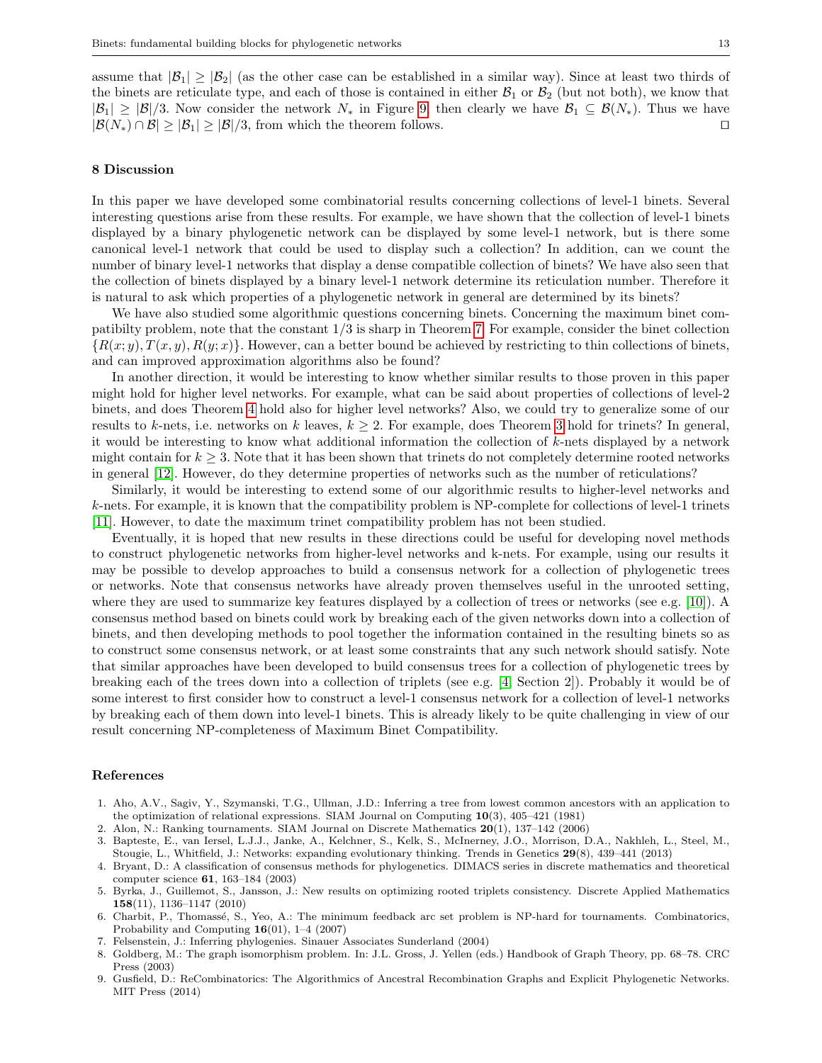assume that $|\mathcal{B}_1| \geq |\mathcal{B}_2|$ (as the other case can be established in a similar way). Since at least two thirds of the binets are reticulate type, and each of those is contained in either $\mathcal{B}_1$ or $\mathcal{B}_2$ (but not both), we know that $|\mathcal{B}_1| \geq |\mathcal{B}|/3$. Now consider the network $N_*$ in Figure 9, then clearly we have $\mathcal{B}_1 \subseteq \mathcal{B}(N_*)$. Thus we have $|\mathcal{B}(N_*) \cap \mathcal{B}| \geq |\mathcal{B}_1| \geq |\mathcal{B}|/3$, from which the theorem follows. ◻

## 8 Discussion

In this paper we have developed some combinatorial results concerning collections of level-1 binets. Several interesting questions arise from these results. For example, we have shown that the collection of level-1 binets displayed by a binary phylogenetic network can be displayed by some level-1 network, but is there some canonical level-1 network that could be used to display such a collection? In addition, can we count the number of binary level-1 networks that display a dense compatible collection of binets? We have also seen that the collection of binets displayed by a binary level-1 network determine its reticulation number. Therefore it is natural to ask which properties of a phylogenetic network in general are determined by its binets?

We have also studied some algorithmic questions concerning binets. Concerning the maximum binet compatibilty problem, note that the constant $1/3$ is sharp in Theorem 7. For example, consider the binet collection $\{R(x;y), T(x,y), R(y;x)\}$. However, can a better bound be achieved by restricting to thin collections of binets, and can improved approximation algorithms also be found?

In another direction, it would be interesting to know whether similar results to those proven in this paper might hold for higher level networks. For example, what can be said about properties of collections of level-2 binets, and does Theorem 4 hold also for higher level networks? Also, we could try to generalize some of our results to $k$-nets, i.e. networks on $k$ leaves, $k \geq 2$. For example, does Theorem 3 hold for trinets? In general, it would be interesting to know what additional information the collection of $k$-nets displayed by a network might contain for $k \geq 3$. Note that it has been shown that trinets do not completely determine rooted networks in general [12]. However, do they determine properties of networks such as the number of reticulations?

Similarly, it would be interesting to extend some of our algorithmic results to higher-level networks and $k$-nets. For example, it is known that the compatibility problem is NP-complete for collections of level-1 trinets [11]. However, to date the maximum trinet compatibility problem has not been studied.

Eventually, it is hoped that new results in these directions could be useful for developing novel methods to construct phylogenetic networks from higher-level networks and k-nets. For example, using our results it may be possible to develop approaches to build a consensus network for a collection of phylogenetic trees or networks. Note that consensus networks have already proven themselves useful in the unrooted setting, where they are used to summarize key features displayed by a collection of trees or networks (see e.g. [10]). A consensus method based on binets could work by breaking each of the given networks down into a collection of binets, and then developing methods to pool together the information contained in the resulting binets so as to construct some consensus network, or at least some constraints that any such network should satisfy. Note that similar approaches have been developed to build consensus trees for a collection of phylogenetic trees by breaking each of the trees down into a collection of triplets (see e.g. [4, Section 2]). Probably it would be of some interest to first consider how to construct a level-1 consensus network for a collection of level-1 networks by breaking each of them down into level-1 binets. This is already likely to be quite challenging in view of our result concerning NP-completeness of Maximum Binet Compatibility.

## References

1. Aho, A.V., Sagiv, Y., Szymanski, T.G., Ullman, J.D.: Inferring a tree from lowest common ancestors with an application to the optimization of relational expressions. SIAM Journal on Computing **10**(3), 405–421 (1981)
2. Alon, N.: Ranking tournaments. SIAM Journal on Discrete Mathematics **20**(1), 137–142 (2006)
3. Bapteste, E., van Iersel, L.J.J., Janke, A., Kelchner, S., Kelk, S., McInerney, J.O., Morrison, D.A., Nakhleh, L., Steel, M., Stougie, L., Whitfield, J.: Networks: expanding evolutionary thinking. Trends in Genetics **29**(8), 439–441 (2013)
4. Bryant, D.: A classification of consensus methods for phylogenetics. DIMACS series in discrete mathematics and theoretical computer science **61**, 163–184 (2003)
5. Byrka, J., Guillemot, S., Jansson, J.: New results on optimizing rooted triplets consistency. Discrete Applied Mathematics **158**(11), 1136–1147 (2010)
6. Charbit, P., Thomassé, S., Yeo, A.: The minimum feedback arc set problem is NP-hard for tournaments. Combinatorics, Probability and Computing **16**(01), 1–4 (2007)
7. Felsenstein, J.: Inferring phylogenies. Sinauer Associates Sunderland (2004)
8. Goldberg, M.: The graph isomorphism problem. In: J.L. Gross, J. Yellen (eds.) Handbook of Graph Theory, pp. 68–78. CRC Press (2003)
9. Gusfield, D.: ReCombinatorics: The Algorithmics of Ancestral Recombination Graphs and Explicit Phylogenetic Networks. MIT Press (2014)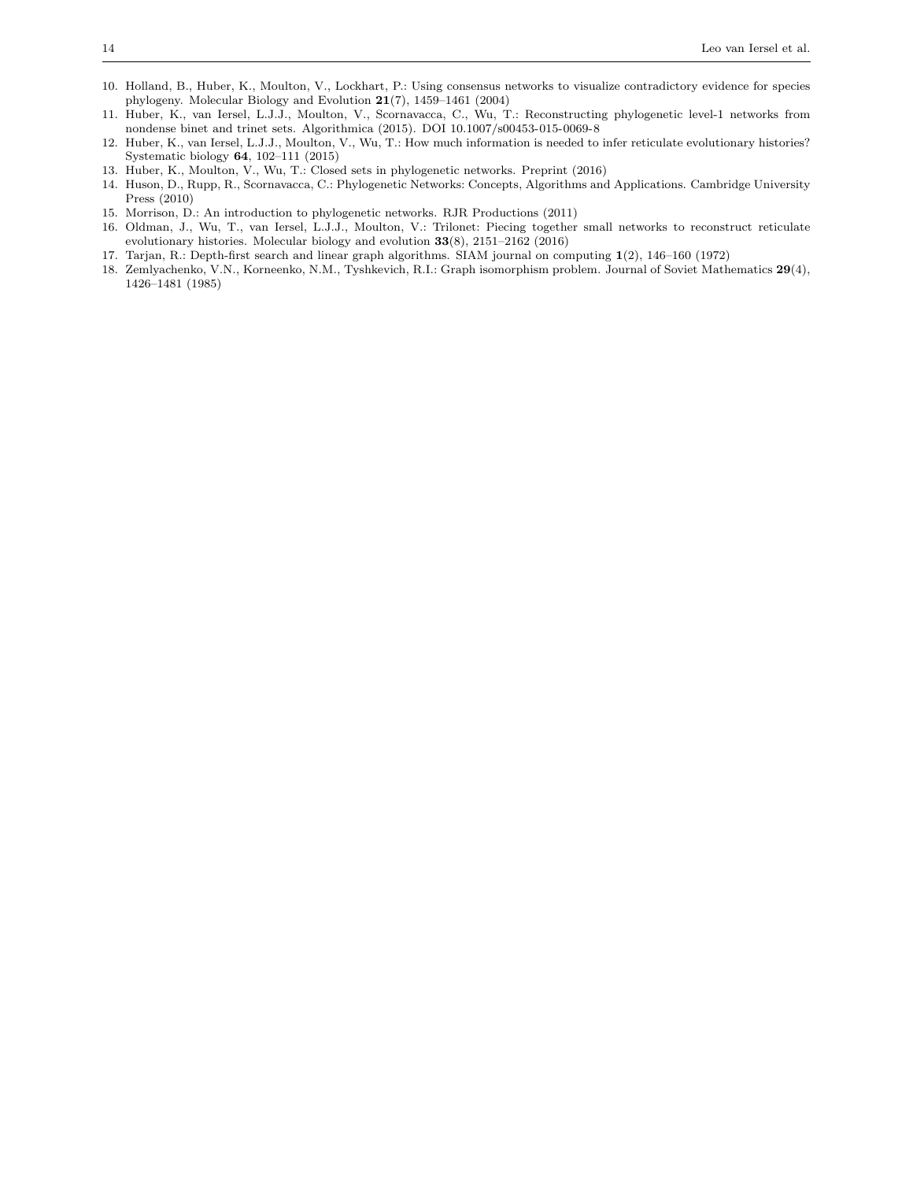10. Holland, B., Huber, K., Moulton, V., Lockhart, P.: Using consensus networks to visualize contradictory evidence for species phylogeny. Molecular Biology and Evolution **21**(7), 1459–1461 (2004)
11. Huber, K., van Iersel, L.J.J., Moulton, V., Scornavacca, C., Wu, T.: Reconstructing phylogenetic level-1 networks from nondense binet and trinet sets. Algorithmica (2015). DOI 10.1007/s00453-015-0069-8
12. Huber, K., van Iersel, L.J.J., Moulton, V., Wu, T.: How much information is needed to infer reticulate evolutionary histories? Systematic biology **64**, 102–111 (2015)
13. Huber, K., Moulton, V., Wu, T.: Closed sets in phylogenetic networks. Preprint (2016)
14. Huson, D., Rupp, R., Scornavacca, C.: Phylogenetic Networks: Concepts, Algorithms and Applications. Cambridge University Press (2010)
15. Morrison, D.: An introduction to phylogenetic networks. RJR Productions (2011)
16. Oldman, J., Wu, T., van Iersel, L.J.J., Moulton, V.: Trilonet: Piecing together small networks to reconstruct reticulate evolutionary histories. Molecular biology and evolution **33**(8), 2151–2162 (2016)
17. Tarjan, R.: Depth-first search and linear graph algorithms. SIAM journal on computing **1**(2), 146–160 (1972)
18. Zemlyachenko, V.N., Korneenko, N.M., Tyshkevich, R.I.: Graph isomorphism problem. Journal of Soviet Mathematics **29**(4), 1426–1481 (1985)